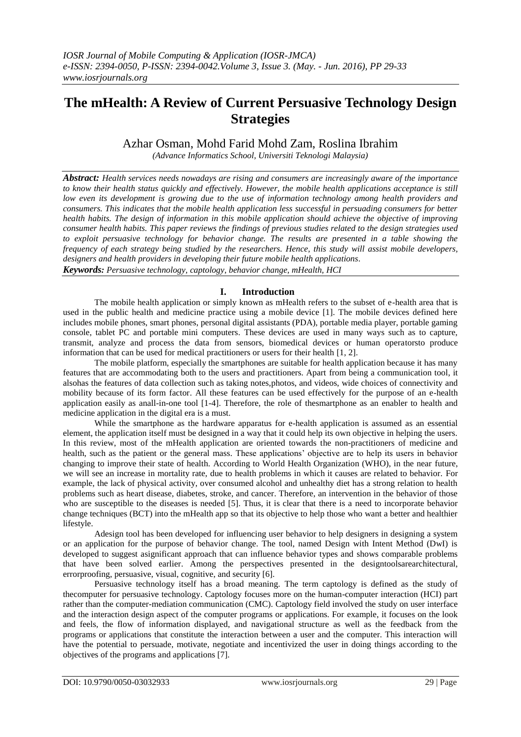# The mHealth: A Review of Current Persuasive Technology Design Strategies

Azhar Osman, Mohd Farid Mohd Zam, Roslina Ibrahim

*(Advance Informatics School, Universiti Teknologi Malaysia)*

***Abstract:*** *Health services needs nowadays are rising and consumers are increasingly aware of the importance to know their health status quickly and effectively. However, the mobile health applications acceptance is still low even its development is growing due to the use of information technology among health providers and consumers. This indicates that the mobile health application less successful in persuading consumers for better health habits. The design of information in this mobile application should achieve the objective of improving consumer health habits. This paper reviews the findings of previous studies related to the design strategies used to exploit persuasive technology for behavior change. The results are presented in a table showing the frequency of each strategy being studied by the researchers. Hence, this study will assist mobile developers, designers and health providers in developing their future mobile health applications.*

***Keywords:*** *Persuasive technology, captology, behavior change, mHealth, HCI*

## I. Introduction

The mobile health application or simply known as mHealth refers to the subset of e-health area that is used in the public health and medicine practice using a mobile device [1]. The mobile devices defined here includes mobile phones, smart phones, personal digital assistants (PDA), portable media player, portable gaming console, tablet PC and portable mini computers. These devices are used in many ways such as to capture, transmit, analyze and process the data from sensors, biomedical devices or human operatorsto produce information that can be used for medical practitioners or users for their health [1, 2].

The mobile platform, especially the smartphones are suitable for health application because it has many features that are accommodating both to the users and practitioners. Apart from being a communication tool, it alsohas the features of data collection such as taking notes,photos, and videos, wide choices of connectivity and mobility because of its form factor. All these features can be used effectively for the purpose of an e-health application easily as anall-in-one tool [1-4]. Therefore, the role of thesmartphone as an enabler to health and medicine application in the digital era is a must.

While the smartphone as the hardware apparatus for e-health application is assumed as an essential element, the application itself must be designed in a way that it could help its own objective in helping the users. In this review, most of the mHealth application are oriented towards the non-practitioners of medicine and health, such as the patient or the general mass. These applications' objective are to help its users in behavior changing to improve their state of health. According to World Health Organization (WHO), in the near future, we will see an increase in mortality rate, due to health problems in which it causes are related to behavior. For example, the lack of physical activity, over consumed alcohol and unhealthy diet has a strong relation to health problems such as heart disease, diabetes, stroke, and cancer. Therefore, an intervention in the behavior of those who are susceptible to the diseases is needed [5]. Thus, it is clear that there is a need to incorporate behavior change techniques (BCT) into the mHealth app so that its objective to help those who want a better and healthier lifestyle.

Adesign tool has been developed for influencing user behavior to help designers in designing a system or an application for the purpose of behavior change. The tool, named Design with Intent Method (DwI) is developed to suggest asignificant approach that can influence behavior types and shows comparable problems that have been solved earlier. Among the perspectives presented in the designtoolsarearchitectural, errorproofing, persuasive, visual, cognitive, and security [6].

Persuasive technology itself has a broad meaning. The term captology is defined as the study of thecomputer for persuasive technology. Captology focuses more on the human-computer interaction (HCI) part rather than the computer-mediation communication (CMC). Captology field involved the study on user interface and the interaction design aspect of the computer programs or applications. For example, it focuses on the look and feels, the flow of information displayed, and navigational structure as well as the feedback from the programs or applications that constitute the interaction between a user and the computer. This interaction will have the potential to persuade, motivate, negotiate and incentivized the user in doing things according to the objectives of the programs and applications [7].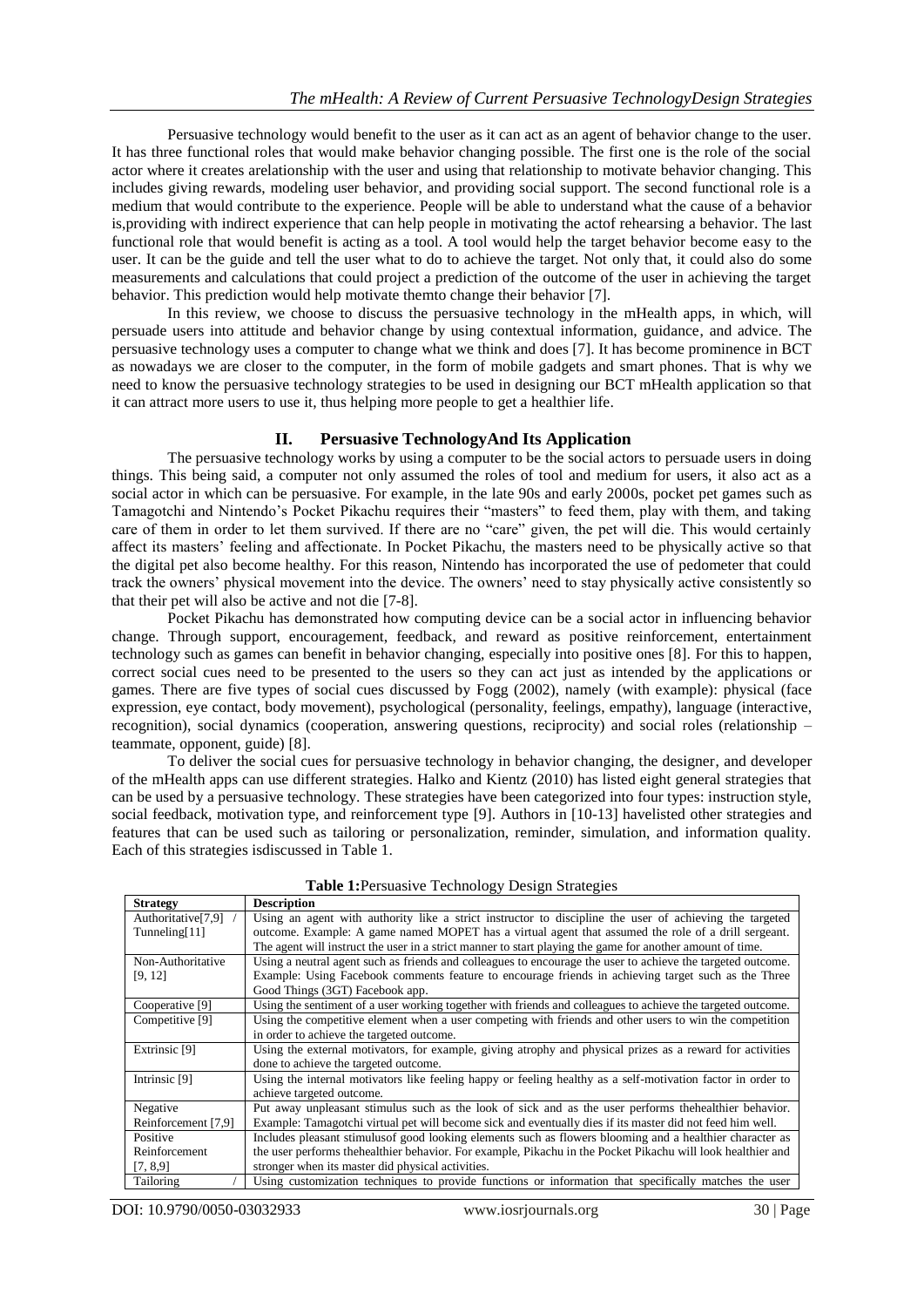Persuasive technology would benefit to the user as it can act as an agent of behavior change to the user. It has three functional roles that would make behavior changing possible. The first one is the role of the social actor where it creates arelationship with the user and using that relationship to motivate behavior changing. This includes giving rewards, modeling user behavior, and providing social support. The second functional role is a medium that would contribute to the experience. People will be able to understand what the cause of a behavior is,providing with indirect experience that can help people in motivating the actof rehearsing a behavior. The last functional role that would benefit is acting as a tool. A tool would help the target behavior become easy to the user. It can be the guide and tell the user what to do to achieve the target. Not only that, it could also do some measurements and calculations that could project a prediction of the outcome of the user in achieving the target behavior. This prediction would help motivate themto change their behavior [7].

In this review, we choose to discuss the persuasive technology in the mHealth apps, in which, will persuade users into attitude and behavior change by using contextual information, guidance, and advice. The persuasive technology uses a computer to change what we think and does [7]. It has become prominence in BCT as nowadays we are closer to the computer, in the form of mobile gadgets and smart phones. That is why we need to know the persuasive technology strategies to be used in designing our BCT mHealth application so that it can attract more users to use it, thus helping more people to get a healthier life.

## II. Persuasive TechnologyAnd Its Application

The persuasive technology works by using a computer to be the social actors to persuade users in doing things. This being said, a computer not only assumed the roles of tool and medium for users, it also act as a social actor in which can be persuasive. For example, in the late 90s and early 2000s, pocket pet games such as Tamagotchi and Nintendo's Pocket Pikachu requires their "masters" to feed them, play with them, and taking care of them in order to let them survived. If there are no "care" given, the pet will die. This would certainly affect its masters' feeling and affectionate. In Pocket Pikachu, the masters need to be physically active so that the digital pet also become healthy. For this reason, Nintendo has incorporated the use of pedometer that could track the owners' physical movement into the device. The owners' need to stay physically active consistently so that their pet will also be active and not die [7-8].

Pocket Pikachu has demonstrated how computing device can be a social actor in influencing behavior change. Through support, encouragement, feedback, and reward as positive reinforcement, entertainment technology such as games can benefit in behavior changing, especially into positive ones [8]. For this to happen, correct social cues need to be presented to the users so they can act just as intended by the applications or games. There are five types of social cues discussed by Fogg (2002), namely (with example): physical (face expression, eye contact, body movement), psychological (personality, feelings, empathy), language (interactive, recognition), social dynamics (cooperation, answering questions, reciprocity) and social roles (relationship – teammate, opponent, guide) [8].

To deliver the social cues for persuasive technology in behavior changing, the designer, and developer of the mHealth apps can use different strategies. Halko and Kientz (2010) has listed eight general strategies that can be used by a persuasive technology. These strategies have been categorized into four types: instruction style, social feedback, motivation type, and reinforcement type [9]. Authors in [10-13] havelisted other strategies and features that can be used such as tailoring or personalization, reminder, simulation, and information quality. Each of this strategies isdiscussed in Table 1.

**Table 1:** Persuasive Technology Design Strategies

| Strategy | Description |
|---|---|
| Authoritative[7,9] / Tunneling[11] | Using an agent with authority like a strict instructor to discipline the user of achieving the targeted outcome. Example: A game named MOPET has a virtual agent that assumed the role of a drill sergeant. The agent will instruct the user in a strict manner to start playing the game for another amount of time. |
| Non-Authoritative [9, 12] | Using a neutral agent such as friends and colleagues to encourage the user to achieve the targeted outcome. Example: Using Facebook comments feature to encourage friends in achieving target such as the Three Good Things (3GT) Facebook app. |
| Cooperative [9] | Using the sentiment of a user working together with friends and colleagues to achieve the targeted outcome. |
| Competitive [9] | Using the competitive element when a user competing with friends and other users to win the competition in order to achieve the targeted outcome. |
| Extrinsic [9] | Using the external motivators, for example, giving atrophy and physical prizes as a reward for activities done to achieve the targeted outcome. |
| Intrinsic [9] | Using the internal motivators like feeling happy or feeling healthy as a self-motivation factor in order to achieve targeted outcome. |
| Negative Reinforcement [7,9] | Put away unpleasant stimulus such as the look of sick and as the user performs thehealthier behavior. Example: Tamagotchi virtual pet will become sick and eventually dies if its master did not feed him well. |
| Positive Reinforcement [7, 8,9] | Includes pleasant stimulusof good looking elements such as flowers blooming and a healthier character as the user performs thehealthier behavior. For example, Pikachu in the Pocket Pikachu will look healthier and stronger when its master did physical activities. |
| Tailoring / | Using customization techniques to provide functions or information that specifically matches the user |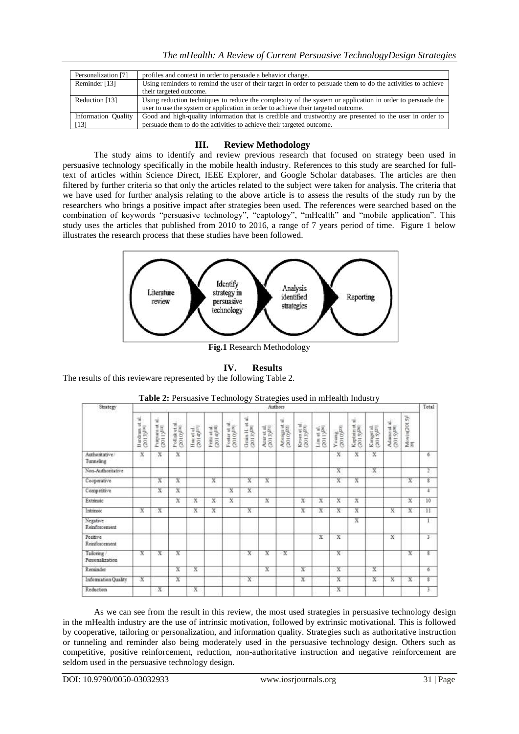| Personalization [7] | profiles and context in order to persuade a behavior change. |
|---|---|
| Reminder [13] | Using reminders to remind the user of their target in order to persuade them to do the activities to achieve their targeted outcome. |
| Reduction [13] | Using reduction techniques to reduce the complexity of the system or application in order to persuade the user to use the system or application in order to achieve their targeted outcome. |
| Information Quality [13] | Good and high-quality information that is credible and trustworthy are presented to the user in order to persuade them to do the activities to achieve their targeted outcome. |

## III. Review Methodology

The study aims to identify and review previous research that focused on strategy been used in persuasive technology specifically in the mobile health industry. References to this study are searched for full-text of articles within Science Direct, IEEE Explorer, and Google Scholar databases. The articles are then filtered by further criteria so that only the articles related to the subject were taken for analysis. The criteria that we have used for further analysis relating to the above article is to assess the results of the study run by the researchers who brings a positive impact after strategies been used. The references were searched based on the combination of keywords "persuasive technology", "captology", "mHealth" and "mobile application". This study uses the articles that published from 2010 to 2016, a range of 7 years period of time. Figure 1 below illustrates the research process that these studies have been followed.

Literature review → Identify strategy in persuasive technology → Analysis identified strategies → Reporting

**Fig.1** Research Methodology

## IV. Results

The results of this revieware represented by the following Table 2.

**Table 2:** Persuasive Technology Strategies used in mHealth Industry

| Strategy | Authors | | | | | | | | | | | | | | | | Total |
|---|---|---|---|---|---|---|---|---|---|---|---|---|---|---|---|---|---|
| | Bardram et al. (2013)[14] | Purpura et al. (2011)[15] | Pollak et al. (2010)[16] | Hsu et al. (2014)[17] | Fritz et al. (2014)[18] | Foster et al. (2010)[19] | Grimm H. et al. (2013)[20] | Azar et al. (2013)[21] | Arteaga et al. (2010)[22] | Kroes et al. (2013)[23] | Lim et al. (2011)[24] | Young (2010)[25] | Kaptein et al. (2015)[26] | Kanagal et al. (2015)[27] | Adams et al. (2015)[28] | Movin(2015)[29] | |
| Authoritative / Tunneling | X | X | X | | | | | | | | | X | X | X | | | 6 |
| Non-Authoritative | | | | | | | | | | | | X | | X | | | 2 |
| Cooperative | | X | X | | X | | X | X | | | | X | X | | | X | 8 |
| Competitive | | X | X | | | X | X | | | | | | | | | | 4 |
| Extrinsic | | | X | X | X | X | | X | | X | X | X | X | | | X | 10 |
| Intrinsic | X | X | | X | X | | X | | | X | X | X | X | | X | X | 11 |
| Negative Reinforcement | | | | | | | | | | | | | X | | | | 1 |
| Positive Reinforcement | | | | | | | | | | | X | X | | | X | | 3 |
| Tailoring / Personalization | X | X | X | | | | X | X | X | | | X | | | | X | 8 |
| Reminder | | | X | X | | | | X | | X | | X | | X | | | 6 |
| Information Quality | X | | X | | | | X | | | X | | X | | X | X | X | 8 |
| Reduction | | X | | X | | | | | | | | X | | | | | 3 |

As we can see from the result in this review, the most used strategies in persuasive technology design in the mHealth industry are the use of intrinsic motivation, followed by extrinsic motivational. This is followed by cooperative, tailoring or personalization, and information quality. Strategies such as authoritative instruction or tunneling and reminder also being moderately used in the persuasive technology design. Others such as competitive, positive reinforcement, reduction, non-authoritative instruction and negative reinforcement are seldom used in the persuasive technology design.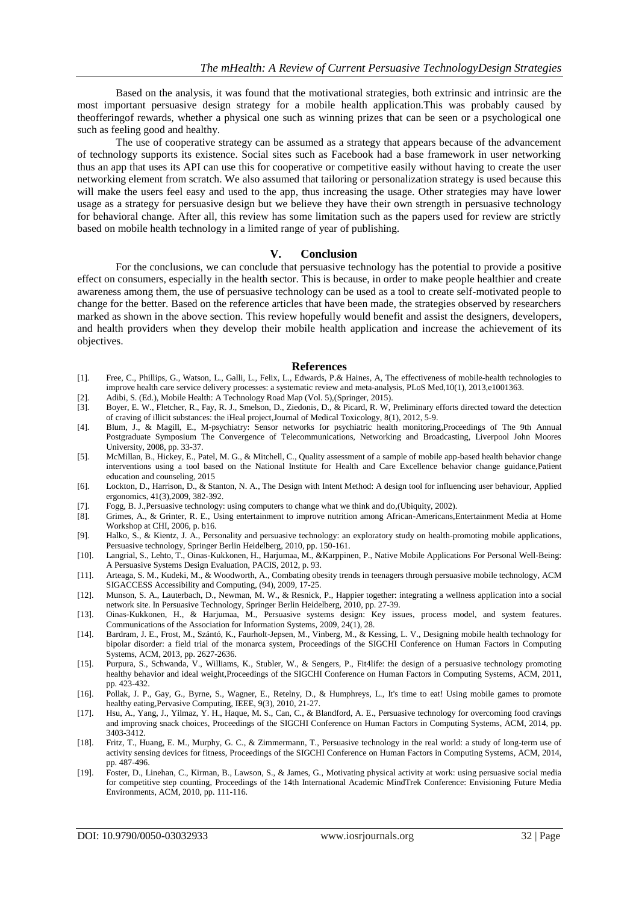Based on the analysis, it was found that the motivational strategies, both extrinsic and intrinsic are the most important persuasive design strategy for a mobile health application.This was probably caused by theofferingof rewards, whether a physical one such as winning prizes that can be seen or a psychological one such as feeling good and healthy.

The use of cooperative strategy can be assumed as a strategy that appears because of the advancement of technology supports its existence. Social sites such as Facebook had a base framework in user networking thus an app that uses its API can use this for cooperative or competitive easily without having to create the user networking element from scratch. We also assumed that tailoring or personalization strategy is used because this will make the users feel easy and used to the app, thus increasing the usage. Other strategies may have lower usage as a strategy for persuasive design but we believe they have their own strength in persuasive technology for behavioral change. After all, this review has some limitation such as the papers used for review are strictly based on mobile health technology in a limited range of year of publishing.

## V. Conclusion

For the conclusions, we can conclude that persuasive technology has the potential to provide a positive effect on consumers, especially in the health sector. This is because, in order to make people healthier and create awareness among them, the use of persuasive technology can be used as a tool to create self-motivated people to change for the better. Based on the reference articles that have been made, the strategies observed by researchers marked as shown in the above section. This review hopefully would benefit and assist the designers, developers, and health providers when they develop their mobile health application and increase the achievement of its objectives.

## References

[1]. Free, C., Phillips, G., Watson, L., Galli, L., Felix, L., Edwards, P.& Haines, A, The effectiveness of mobile-health technologies to improve health care service delivery processes: a systematic review and meta-analysis, PLoS Med,10(1), 2013,e1001363.

[2]. Adibi, S. (Ed.), Mobile Health: A Technology Road Map (Vol. 5),(Springer, 2015).

[3]. Boyer, E. W., Fletcher, R., Fay, R. J., Smelson, D., Ziedonis, D., & Picard, R. W, Preliminary efforts directed toward the detection of craving of illicit substances: the iHeal project,Journal of Medical Toxicology, 8(1), 2012, 5-9.

[4]. Blum, J., & Magill, E., M-psychiatry: Sensor networks for psychiatric health monitoring,Proceedings of The 9th Annual Postgraduate Symposium The Convergence of Telecommunications, Networking and Broadcasting, Liverpool John Moores University, 2008, pp. 33-37.

[5]. McMillan, B., Hickey, E., Patel, M. G., & Mitchell, C., Quality assessment of a sample of mobile app-based health behavior change interventions using a tool based on the National Institute for Health and Care Excellence behavior change guidance,Patient education and counseling, 2015

[6]. Lockton, D., Harrison, D., & Stanton, N. A., The Design with Intent Method: A design tool for influencing user behaviour, Applied ergonomics, 41(3),2009, 382-392.

[7]. Fogg, B. J.,Persuasive technology: using computers to change what we think and do,(Ubiquity, 2002).

[8]. Grimes, A., & Grinter, R. E., Using entertainment to improve nutrition among African-Americans,Entertainment Media at Home Workshop at CHI, 2006, p. b16.

[9]. Halko, S., & Kientz, J. A., Personality and persuasive technology: an exploratory study on health-promoting mobile applications, Persuasive technology, Springer Berlin Heidelberg, 2010, pp. 150-161.

[10]. Langrial, S., Lehto, T., Oinas-Kukkonen, H., Harjumaa, M., &Karppinen, P., Native Mobile Applications For Personal Well-Being: A Persuasive Systems Design Evaluation, PACIS, 2012, p. 93.

[11]. Arteaga, S. M., Kudeki, M., & Woodworth, A., Combating obesity trends in teenagers through persuasive mobile technology, ACM SIGACCESS Accessibility and Computing, (94), 2009, 17-25.

[12]. Munson, S. A., Lauterbach, D., Newman, M. W., & Resnick, P., Happier together: integrating a wellness application into a social network site. In Persuasive Technology, Springer Berlin Heidelberg, 2010, pp. 27-39.

[13]. Oinas-Kukkonen, H., & Harjumaa, M., Persuasive systems design: Key issues, process model, and system features. Communications of the Association for Information Systems, 2009, 24(1), 28.

[14]. Bardram, J. E., Frost, M., Szántó, K., Faurholt-Jepsen, M., Vinberg, M., & Kessing, L. V., Designing mobile health technology for bipolar disorder: a field trial of the monarca system, Proceedings of the SIGCHI Conference on Human Factors in Computing Systems, ACM, 2013, pp. 2627-2636.

[15]. Purpura, S., Schwanda, V., Williams, K., Stubler, W., & Sengers, P., Fit4life: the design of a persuasive technology promoting healthy behavior and ideal weight,Proceedings of the SIGCHI Conference on Human Factors in Computing Systems, ACM, 2011, pp. 423-432.

[16]. Pollak, J. P., Gay, G., Byrne, S., Wagner, E., Retelny, D., & Humphreys, L., It's time to eat! Using mobile games to promote healthy eating,Pervasive Computing, IEEE, 9(3), 2010, 21-27.

[17]. Hsu, A., Yang, J., Yilmaz, Y. H., Haque, M. S., Can, C., & Blandford, A. E., Persuasive technology for overcoming food cravings and improving snack choices, Proceedings of the SIGCHI Conference on Human Factors in Computing Systems, ACM, 2014, pp. 3403-3412.

[18]. Fritz, T., Huang, E. M., Murphy, G. C., & Zimmermann, T., Persuasive technology in the real world: a study of long-term use of activity sensing devices for fitness, Proceedings of the SIGCHI Conference on Human Factors in Computing Systems, ACM, 2014, pp. 487-496.

[19]. Foster, D., Linehan, C., Kirman, B., Lawson, S., & James, G., Motivating physical activity at work: using persuasive social media for competitive step counting, Proceedings of the 14th International Academic MindTrek Conference: Envisioning Future Media Environments, ACM, 2010, pp. 111-116.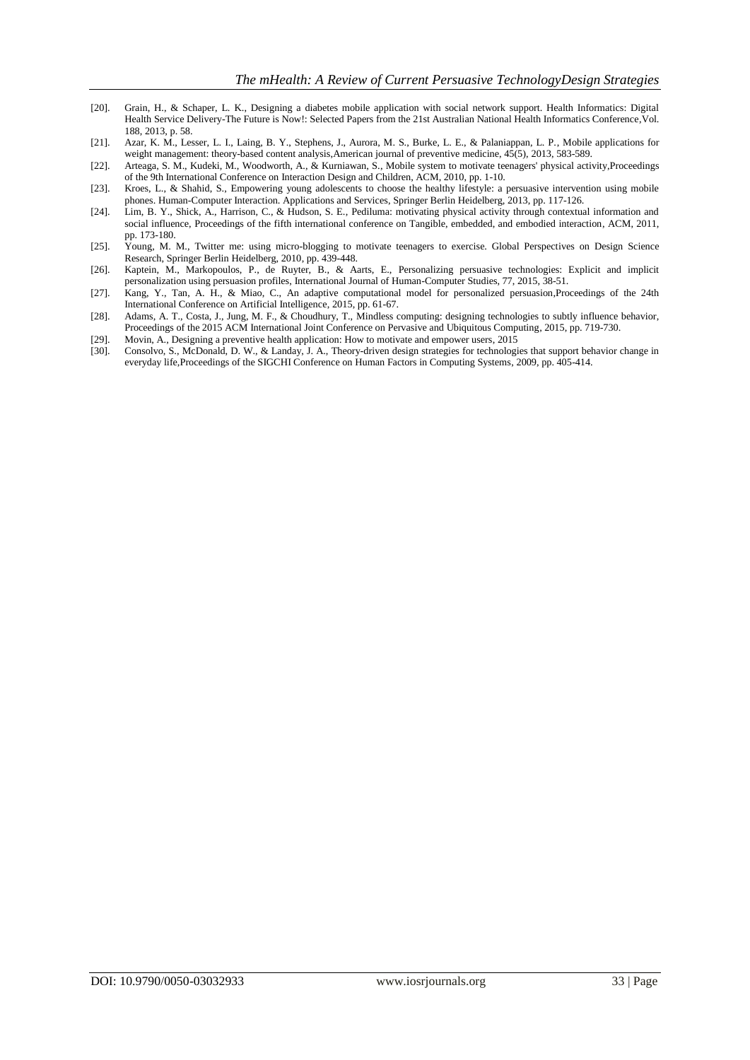[20]. Grain, H., & Schaper, L. K., Designing a diabetes mobile application with social network support. Health Informatics: Digital Health Service Delivery-The Future is Now!: Selected Papers from the 21st Australian National Health Informatics Conference,Vol. 188, 2013, p. 58.

[21]. Azar, K. M., Lesser, L. I., Laing, B. Y., Stephens, J., Aurora, M. S., Burke, L. E., & Palaniappan, L. P., Mobile applications for weight management: theory-based content analysis,American journal of preventive medicine, 45(5), 2013, 583-589.

[22]. Arteaga, S. M., Kudeki, M., Woodworth, A., & Kurniawan, S., Mobile system to motivate teenagers' physical activity,Proceedings of the 9th International Conference on Interaction Design and Children, ACM, 2010, pp. 1-10.

[23]. Kroes, L., & Shahid, S., Empowering young adolescents to choose the healthy lifestyle: a persuasive intervention using mobile phones. Human-Computer Interaction. Applications and Services, Springer Berlin Heidelberg, 2013, pp. 117-126.

[24]. Lim, B. Y., Shick, A., Harrison, C., & Hudson, S. E., Pediluma: motivating physical activity through contextual information and social influence, Proceedings of the fifth international conference on Tangible, embedded, and embodied interaction, ACM, 2011, pp. 173-180.

[25]. Young, M. M., Twitter me: using micro-blogging to motivate teenagers to exercise. Global Perspectives on Design Science Research, Springer Berlin Heidelberg, 2010, pp. 439-448.

[26]. Kaptein, M., Markopoulos, P., de Ruyter, B., & Aarts, E., Personalizing persuasive technologies: Explicit and implicit personalization using persuasion profiles, International Journal of Human-Computer Studies, 77, 2015, 38-51.

[27]. Kang, Y., Tan, A. H., & Miao, C., An adaptive computational model for personalized persuasion,Proceedings of the 24th International Conference on Artificial Intelligence, 2015, pp. 61-67.

[28]. Adams, A. T., Costa, J., Jung, M. F., & Choudhury, T., Mindless computing: designing technologies to subtly influence behavior, Proceedings of the 2015 ACM International Joint Conference on Pervasive and Ubiquitous Computing, 2015, pp. 719-730.

[29]. Movin, A., Designing a preventive health application: How to motivate and empower users, 2015

[30]. Consolvo, S., McDonald, D. W., & Landay, J. A., Theory-driven design strategies for technologies that support behavior change in everyday life,Proceedings of the SIGCHI Conference on Human Factors in Computing Systems, 2009, pp. 405-414.